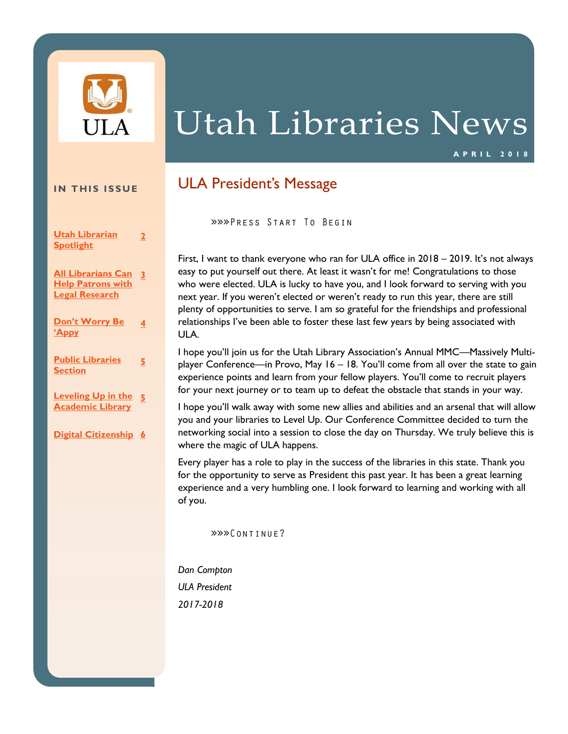ULA

# Utah Libraries News

APRIL 2018

**IN THIS ISSUE**

- Utah Librarian Spotlight — 2
- All Librarians Can Help Patrons with Legal Research — 3
- Don't Worry Be 'Appy — 4
- Public Libraries Section — 5
- Leveling Up in the Academic Library — 5
- Digital Citizenship — 6

## ULA President's Message

»»»Press Start To Begin

First, I want to thank everyone who ran for ULA office in 2018 – 2019. It's not always easy to put yourself out there. At least it wasn't for me! Congratulations to those who were elected. ULA is lucky to have you, and I look forward to serving with you next year. If you weren't elected or weren't ready to run this year, there are still plenty of opportunities to serve. I am so grateful for the friendships and professional relationships I've been able to foster these last few years by being associated with ULA.

I hope you'll join us for the Utah Library Association's Annual MMC—Massively Multi-player Conference—in Provo, May 16 – 18. You'll come from all over the state to gain experience points and learn from your fellow players. You'll come to recruit players for your next journey or to team up to defeat the obstacle that stands in your way.

I hope you'll walk away with some new allies and abilities and an arsenal that will allow you and your libraries to Level Up. Our Conference Committee decided to turn the networking social into a session to close the day on Thursday. We truly believe this is where the magic of ULA happens.

Every player has a role to play in the success of the libraries in this state. Thank you for the opportunity to serve as President this past year. It has been a great learning experience and a very humbling one. I look forward to learning and working with all of you.

»»»Continue?

*Dan Compton*

*ULA President*

*2017-2018*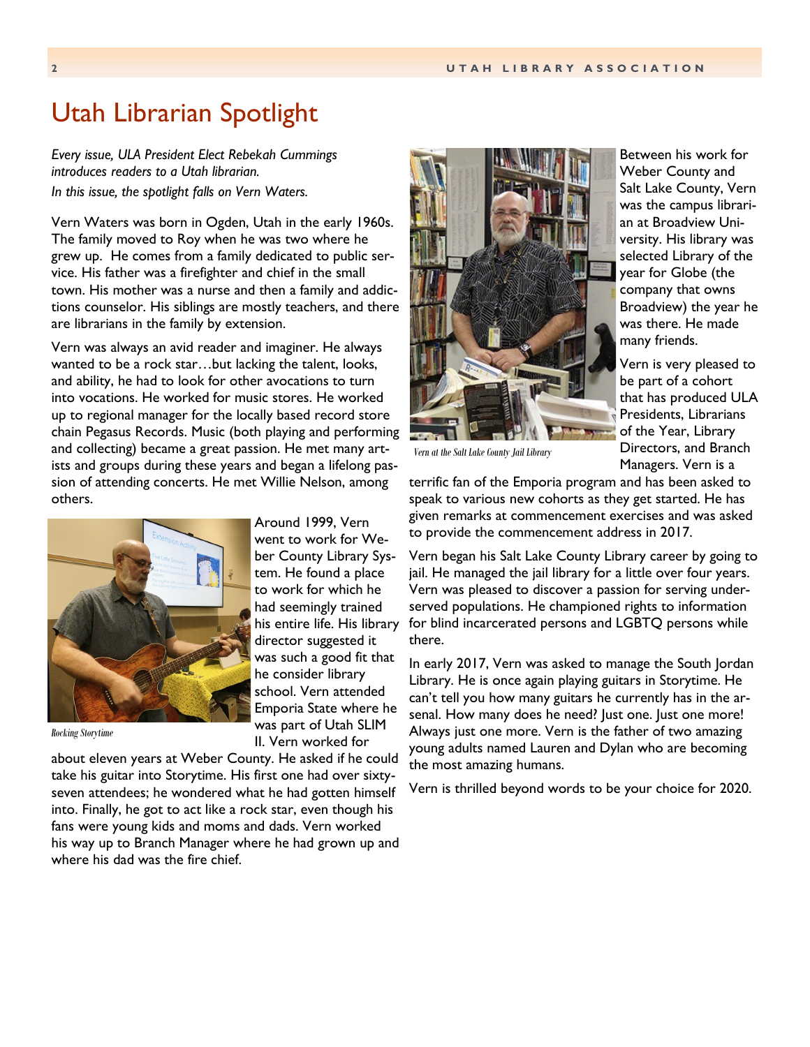# Utah Librarian Spotlight

*Every issue, ULA President Elect Rebekah Cummings introduces readers to a Utah librarian.*
*In this issue, the spotlight falls on Vern Waters.*

Vern Waters was born in Ogden, Utah in the early 1960s. The family moved to Roy when he was two where he grew up. He comes from a family dedicated to public service. His father was a firefighter and chief in the small town. His mother was a nurse and then a family and addictions counselor. His siblings are mostly teachers, and there are librarians in the family by extension.

Vern was always an avid reader and imaginer. He always wanted to be a rock star…but lacking the talent, looks, and ability, he had to look for other avocations to turn into vocations. He worked for music stores. He worked up to regional manager for the locally based record store chain Pegasus Records. Music (both playing and performing and collecting) became a great passion. He met many artists and groups during these years and began a lifelong passion of attending concerts. He met Willie Nelson, among others.

*Rocking Storytime*

Around 1999, Vern went to work for Weber County Library System. He found a place to work for which he had seemingly trained his entire life. His library director suggested it was such a good fit that he consider library school. Vern attended Emporia State where he was part of Utah SLIM II. Vern worked for about eleven years at Weber County. He asked if he could take his guitar into Storytime. His first one had over sixty-seven attendees; he wondered what he had gotten himself into. Finally, he got to act like a rock star, even though his fans were young kids and moms and dads. Vern worked his way up to Branch Manager where he had grown up and where his dad was the fire chief.

*Vern at the Salt Lake County Jail Library*

Between his work for Weber County and Salt Lake County, Vern was the campus librarian at Broadview University. His library was selected Library of the year for Globe (the company that owns Broadview) the year he was there. He made many friends.

Vern is very pleased to be part of a cohort that has produced ULA Presidents, Librarians of the Year, Library Directors, and Branch Managers. Vern is a terrific fan of the Emporia program and has been asked to speak to various new cohorts as they get started. He has given remarks at commencement exercises and was asked to provide the commencement address in 2017.

Vern began his Salt Lake County Library career by going to jail. He managed the jail library for a little over four years. Vern was pleased to discover a passion for serving underserved populations. He championed rights to information for blind incarcerated persons and LGBTQ persons while there.

In early 2017, Vern was asked to manage the South Jordan Library. He is once again playing guitars in Storytime. He can't tell you how many guitars he currently has in the arsenal. How many does he need? Just one. Just one more! Always just one more. Vern is the father of two amazing young adults named Lauren and Dylan who are becoming the most amazing humans.

Vern is thrilled beyond words to be your choice for 2020.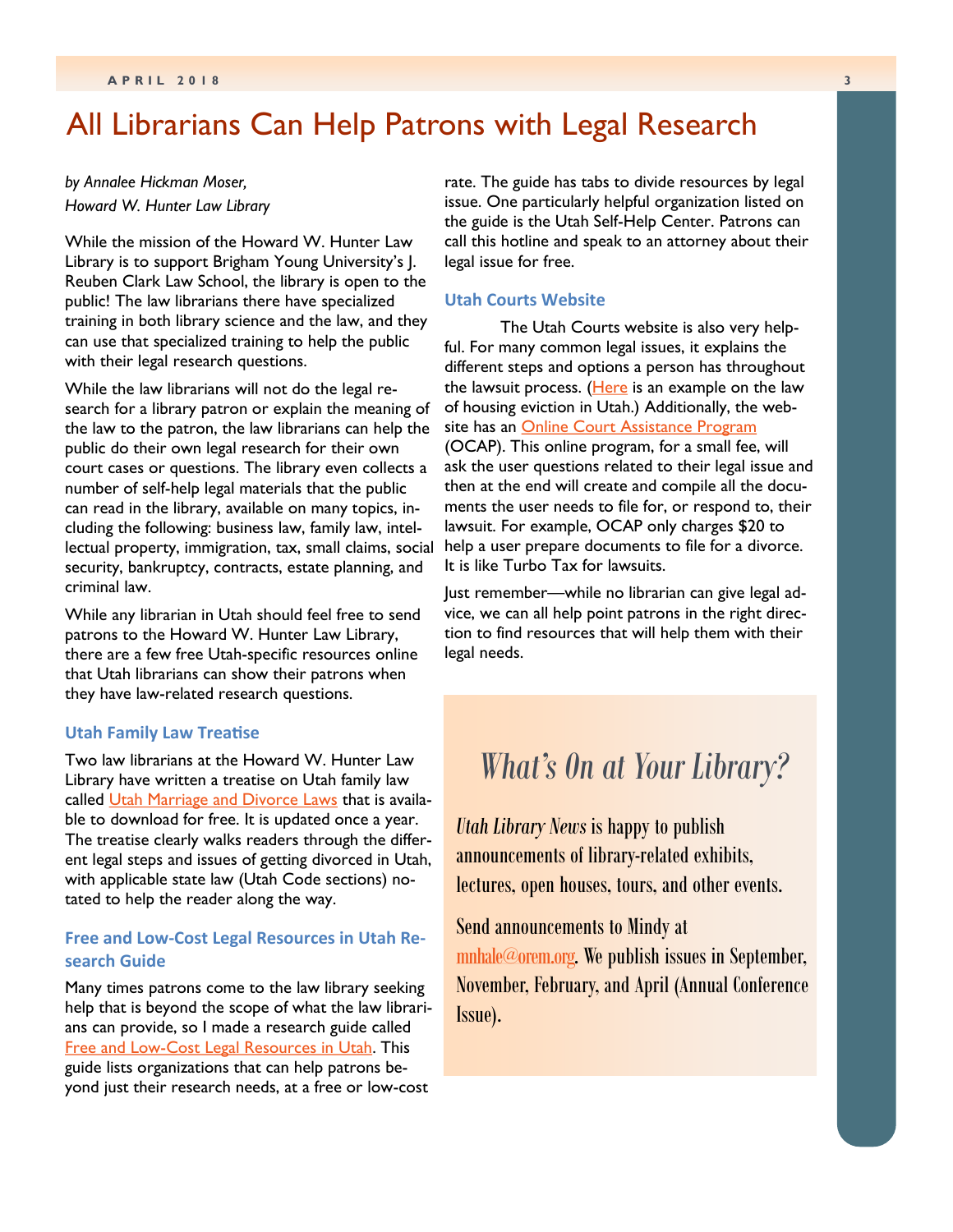# All Librarians Can Help Patrons with Legal Research

*by Annalee Hickman Moser, Howard W. Hunter Law Library*

While the mission of the Howard W. Hunter Law Library is to support Brigham Young University's J. Reuben Clark Law School, the library is open to the public! The law librarians there have specialized training in both library science and the law, and they can use that specialized training to help the public with their legal research questions.

While the law librarians will not do the legal research for a library patron or explain the meaning of the law to the patron, the law librarians can help the public do their own legal research for their own court cases or questions. The library even collects a number of self-help legal materials that the public can read in the library, available on many topics, including the following: business law, family law, intellectual property, immigration, tax, small claims, social security, bankruptcy, contracts, estate planning, and criminal law.

While any librarian in Utah should feel free to send patrons to the Howard W. Hunter Law Library, there are a few free Utah-specific resources online that Utah librarians can show their patrons when they have law-related research questions.

### Utah Family Law Treatise

Two law librarians at the Howard W. Hunter Law Library have written a treatise on Utah family law called Utah Marriage and Divorce Laws that is available to download for free. It is updated once a year. The treatise clearly walks readers through the different legal steps and issues of getting divorced in Utah, with applicable state law (Utah Code sections) notated to help the reader along the way.

### Free and Low-Cost Legal Resources in Utah Research Guide

Many times patrons come to the law library seeking help that is beyond the scope of what the law librarians can provide, so I made a research guide called Free and Low-Cost Legal Resources in Utah. This guide lists organizations that can help patrons beyond just their research needs, at a free or low-cost rate. The guide has tabs to divide resources by legal issue. One particularly helpful organization listed on the guide is the Utah Self-Help Center. Patrons can call this hotline and speak to an attorney about their legal issue for free.

### Utah Courts Website

The Utah Courts website is also very helpful. For many common legal issues, it explains the different steps and options a person has throughout the lawsuit process. (Here is an example on the law of housing eviction in Utah.) Additionally, the website has an Online Court Assistance Program (OCAP). This online program, for a small fee, will ask the user questions related to their legal issue and then at the end will create and compile all the documents the user needs to file for, or respond to, their lawsuit. For example, OCAP only charges $20 to help a user prepare documents to file for a divorce. It is like Turbo Tax for lawsuits.

Just remember—while no librarian can give legal advice, we can all help point patrons in the right direction to find resources that will help them with their legal needs.

## *What's On at Your Library?*

*Utah Library News* is happy to publish announcements of library-related exhibits, lectures, open houses, tours, and other events.

Send announcements to Mindy at mnhale@orem.org. We publish issues in September, November, February, and April (Annual Conference Issue).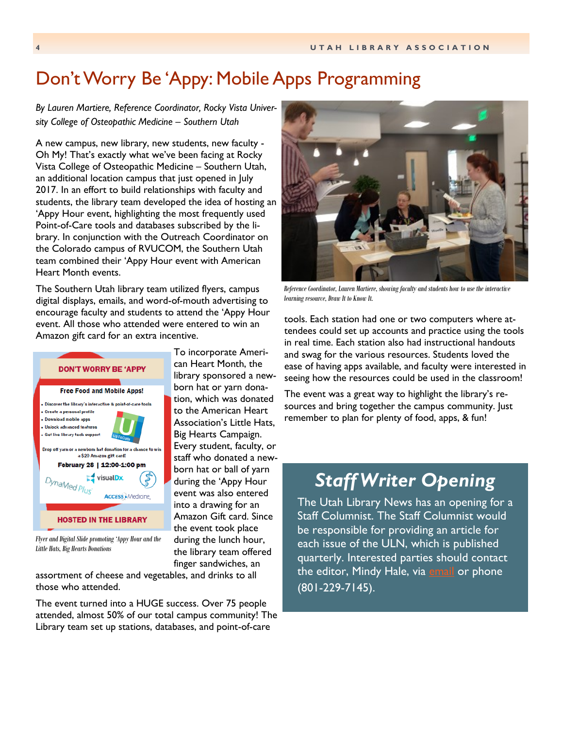# Don't Worry Be 'Appy: Mobile Apps Programming

*By Lauren Martiere, Reference Coordinator, Rocky Vista University College of Osteopathic Medicine – Southern Utah*

A new campus, new library, new students, new faculty - Oh My! That's exactly what we've been facing at Rocky Vista College of Osteopathic Medicine – Southern Utah, an additional location campus that just opened in July 2017. In an effort to build relationships with faculty and students, the library team developed the idea of hosting an 'Appy Hour event, highlighting the most frequently used Point-of-Care tools and databases subscribed by the library. In conjunction with the Outreach Coordinator on the Colorado campus of RVUCOM, the Southern Utah team combined their 'Appy Hour event with American Heart Month events.

The Southern Utah library team utilized flyers, campus digital displays, emails, and word-of-mouth advertising to encourage faculty and students to attend the 'Appy Hour event. All those who attended were entered to win an Amazon gift card for an extra incentive.

**DON'T WORRY BE 'APPY**

**Free Food and Mobile Apps!**

- Discover the library's interactive & point-of-care tools
- Create a personal profile
- Download mobile apps
- Unlock advanced features
- Get live library tech support

Drop off yarn or a newborn hat donation for a chance to win a $20 Amazon gift card!

**February 28 | 12:00-1:00 pm**

**HOSTED IN THE LIBRARY**

*Flyer and Digital Slide promoting 'Appy Hour and the Little Hats, Big Hearts Donations*

To incorporate American Heart Month, the library sponsored a newborn hat or yarn donation, which was donated to the American Heart Association's Little Hats, Big Hearts Campaign. Every student, faculty, or staff who donated a newborn hat or ball of yarn during the 'Appy Hour event was also entered into a drawing for an Amazon Gift card. Since the event took place during the lunch hour, the library team offered finger sandwiches, an assortment of cheese and vegetables, and drinks to all those who attended.

The event turned into a HUGE success. Over 75 people attended, almost 50% of our total campus community! The Library team set up stations, databases, and point-of-care tools. Each station had one or two computers where attendees could set up accounts and practice using the tools in real time. Each station also had instructional handouts and swag for the various resources. Students loved the ease of having apps available, and faculty were interested in seeing how the resources could be used in the classroom!

*Reference Coordinator, Lauren Martiere, showing faculty and students how to use the interactive learning resource, Draw It to Know It.*

The event was a great way to highlight the library's resources and bring together the campus community. Just remember to plan for plenty of food, apps, & fun!

## *Staff Writer Opening*

The Utah Library News has an opening for a Staff Columnist. The Staff Columnist would be responsible for providing an article for each issue of the ULN, which is published quarterly. Interested parties should contact the editor, Mindy Hale, via email or phone (801-229-7145).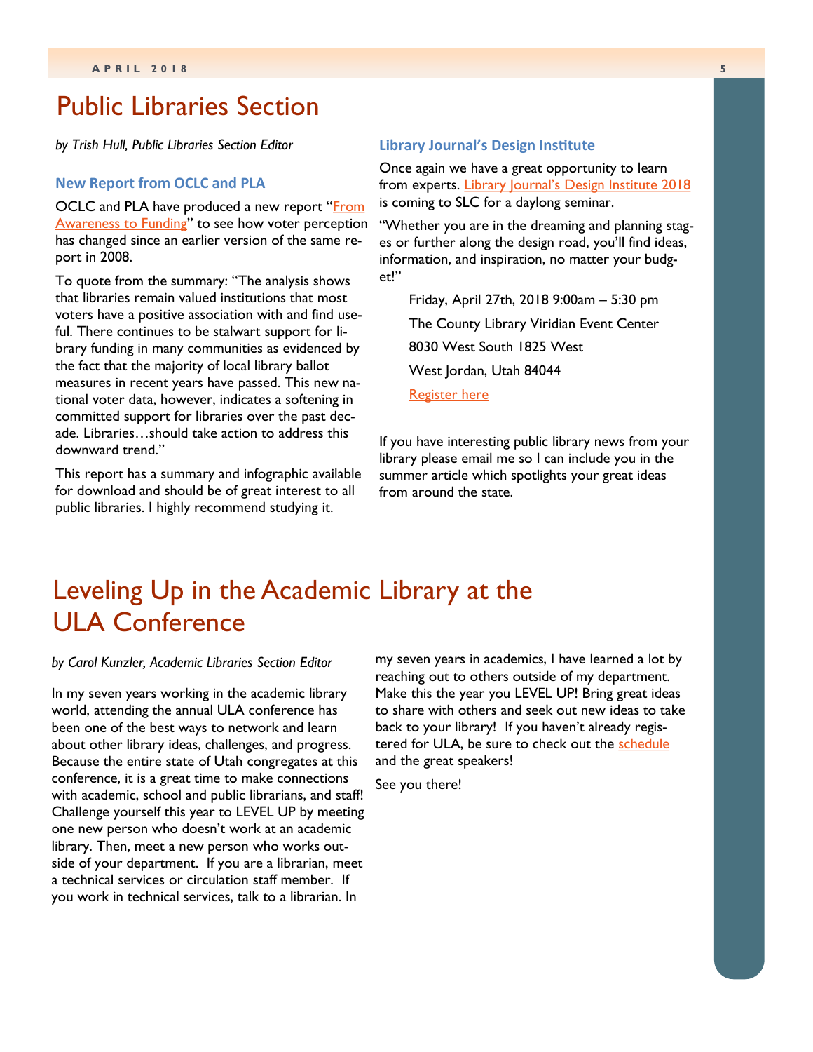# Public Libraries Section

*by Trish Hull, Public Libraries Section Editor*

### New Report from OCLC and PLA

OCLC and PLA have produced a new report "From Awareness to Funding" to see how voter perception has changed since an earlier version of the same report in 2008.

To quote from the summary: "The analysis shows that libraries remain valued institutions that most voters have a positive association with and find useful. There continues to be stalwart support for library funding in many communities as evidenced by the fact that the majority of local library ballot measures in recent years have passed. This new national voter data, however, indicates a softening in committed support for libraries over the past decade. Libraries…should take action to address this downward trend."

This report has a summary and infographic available for download and should be of great interest to all public libraries. I highly recommend studying it.

### Library Journal's Design Institute

Once again we have a great opportunity to learn from experts. Library Journal's Design Institute 2018 is coming to SLC for a daylong seminar.

"Whether you are in the dreaming and planning stages or further along the design road, you'll find ideas, information, and inspiration, no matter your budget!"

Friday, April 27th, 2018 9:00am – 5:30 pm

The County Library Viridian Event Center

8030 West South 1825 West

West Jordan, Utah 84044

Register here

If you have interesting public library news from your library please email me so I can include you in the summer article which spotlights your great ideas from around the state.

# Leveling Up in the Academic Library at the ULA Conference

*by Carol Kunzler, Academic Libraries Section Editor*

In my seven years working in the academic library world, attending the annual ULA conference has been one of the best ways to network and learn about other library ideas, challenges, and progress. Because the entire state of Utah congregates at this conference, it is a great time to make connections with academic, school and public librarians, and staff! Challenge yourself this year to LEVEL UP by meeting one new person who doesn't work at an academic library. Then, meet a new person who works outside of your department. If you are a librarian, meet a technical services or circulation staff member. If you work in technical services, talk to a librarian. In my seven years in academics, I have learned a lot by reaching out to others outside of my department. Make this the year you LEVEL UP! Bring great ideas to share with others and seek out new ideas to take back to your library! If you haven't already registered for ULA, be sure to check out the schedule and the great speakers!

See you there!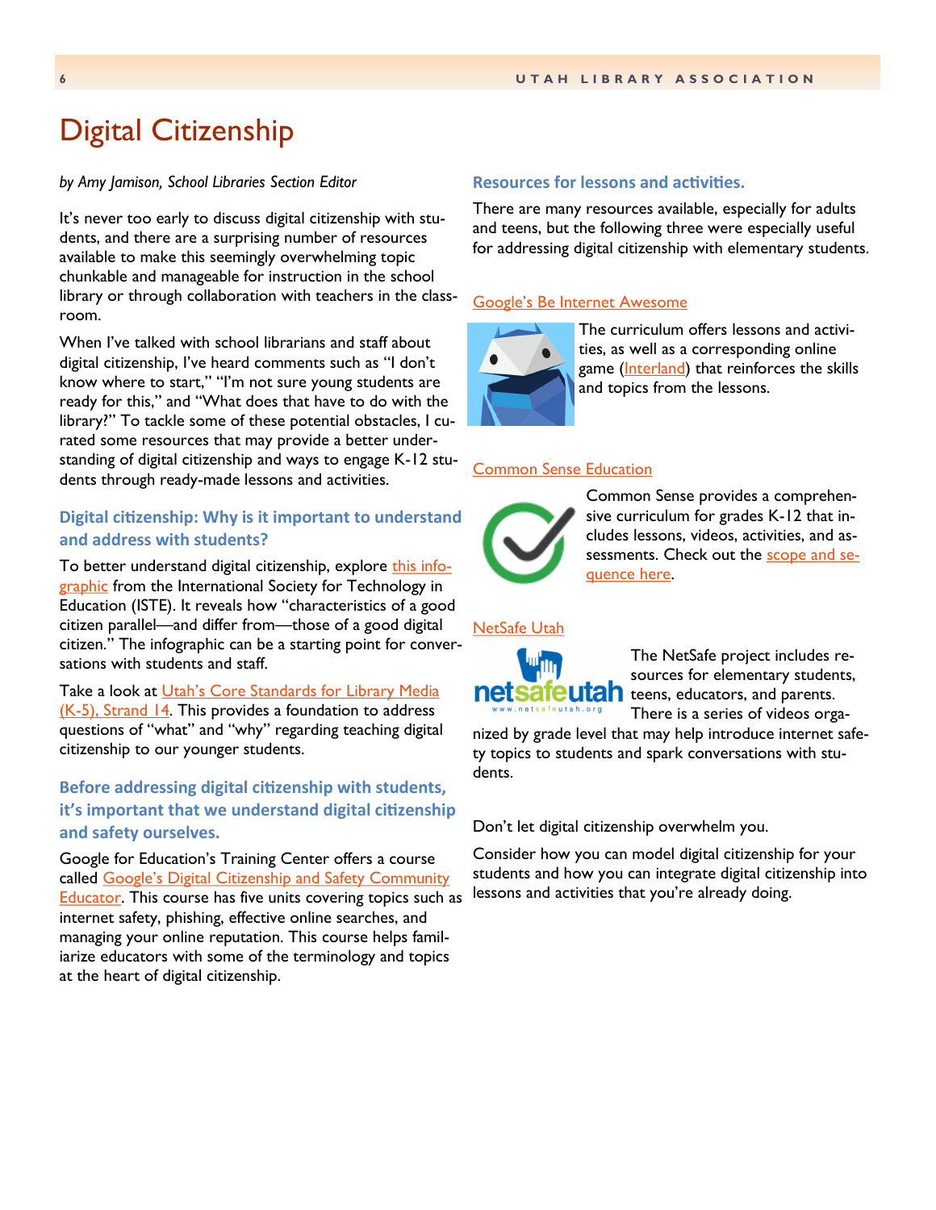# Digital Citizenship

*by Amy Jamison, School Libraries Section Editor*

It's never too early to discuss digital citizenship with students, and there are a surprising number of resources available to make this seemingly overwhelming topic chunkable and manageable for instruction in the school library or through collaboration with teachers in the classroom.

When I've talked with school librarians and staff about digital citizenship, I've heard comments such as "I don't know where to start," "I'm not sure young students are ready for this," and "What does that have to do with the library?" To tackle some of these potential obstacles, I curated some resources that may provide a better understanding of digital citizenship and ways to engage K-12 students through ready-made lessons and activities.

## Digital citizenship: Why is it important to understand and address with students?

To better understand digital citizenship, explore this infographic from the International Society for Technology in Education (ISTE). It reveals how "characteristics of a good citizen parallel—and differ from—those of a good digital citizen." The infographic can be a starting point for conversations with students and staff.

Take a look at Utah's Core Standards for Library Media (K-5), Strand 14. This provides a foundation to address questions of "what" and "why" regarding teaching digital citizenship to our younger students.

## Before addressing digital citizenship with students, it's important that we understand digital citizenship and safety ourselves.

Google for Education's Training Center offers a course called Google's Digital Citizenship and Safety Community Educator. This course has five units covering topics such as internet safety, phishing, effective online searches, and managing your online reputation. This course helps familiarize educators with some of the terminology and topics at the heart of digital citizenship.

## Resources for lessons and activities.

There are many resources available, especially for adults and teens, but the following three were especially useful for addressing digital citizenship with elementary students.

### Google's Be Internet Awesome

The curriculum offers lessons and activities, as well as a corresponding online game (Interland) that reinforces the skills and topics from the lessons.

### Common Sense Education

Common Sense provides a comprehensive curriculum for grades K-12 that includes lessons, videos, activities, and assessments. Check out the scope and sequence here.

### NetSafe Utah

The NetSafe project includes resources for elementary students, teens, educators, and parents. There is a series of videos organized by grade level that may help introduce internet safety topics to students and spark conversations with students.

Don't let digital citizenship overwhelm you.

Consider how you can model digital citizenship for your students and how you can integrate digital citizenship into lessons and activities that you're already doing.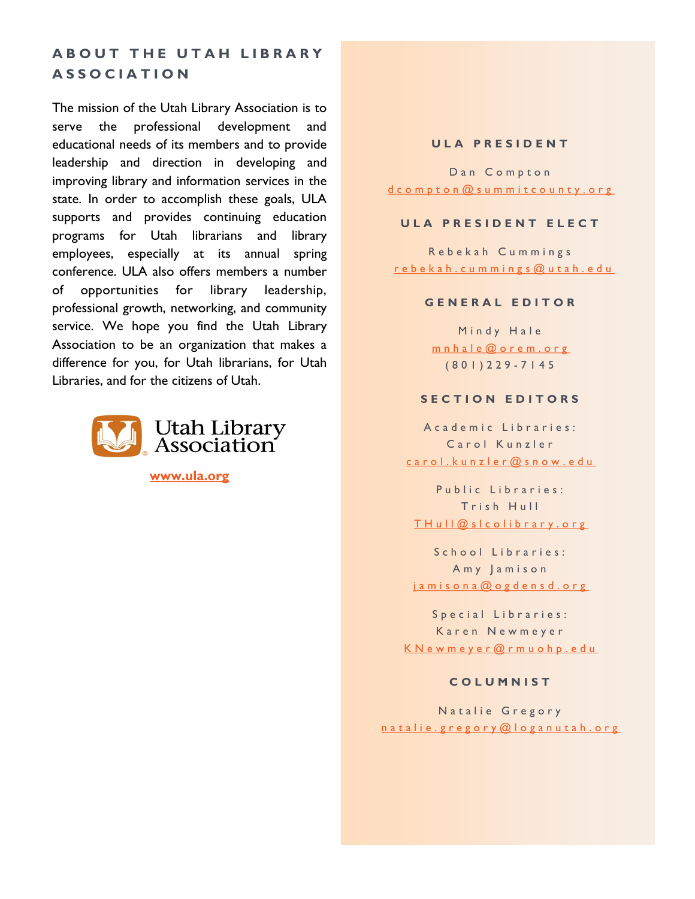## ABOUT THE UTAH LIBRARY ASSOCIATION

The mission of the Utah Library Association is to serve the professional development and educational needs of its members and to provide leadership and direction in developing and improving library and information services in the state. In order to accomplish these goals, ULA supports and provides continuing education programs for Utah librarians and library employees, especially at its annual spring conference. ULA also offers members a number of opportunities for library leadership, professional growth, networking, and community service. We hope you find the Utah Library Association to be an organization that makes a difference for you, for Utah librarians, for Utah Libraries, and for the citizens of Utah.

Utah Library Association

[www.ula.org](http://www.ula.org)

### ULA PRESIDENT

Dan Compton
[dcompton@summitcounty.org](mailto:dcompton@summitcounty.org)

### ULA PRESIDENT ELECT

Rebekah Cummings
[rebekah.cummings@utah.edu](mailto:rebekah.cummings@utah.edu)

### GENERAL EDITOR

Mindy Hale
[mnhale@orem.org](mailto:mnhale@orem.org)
(801)229-7145

### SECTION EDITORS

Academic Libraries:
Carol Kunzler
[carol.kunzler@snow.edu](mailto:carol.kunzler@snow.edu)

Public Libraries:
Trish Hull
[THull@slcolibrary.org](mailto:THull@slcolibrary.org)

School Libraries:
Amy Jamison
[jamisona@ogdensd.org](mailto:jamisona@ogdensd.org)

Special Libraries:
Karen Newmeyer
[KNewmeyer@rmuohp.edu](mailto:KNewmeyer@rmuohp.edu)

### COLUMNIST

Natalie Gregory
[natalie.gregory@loganutah.org](mailto:natalie.gregory@loganutah.org)